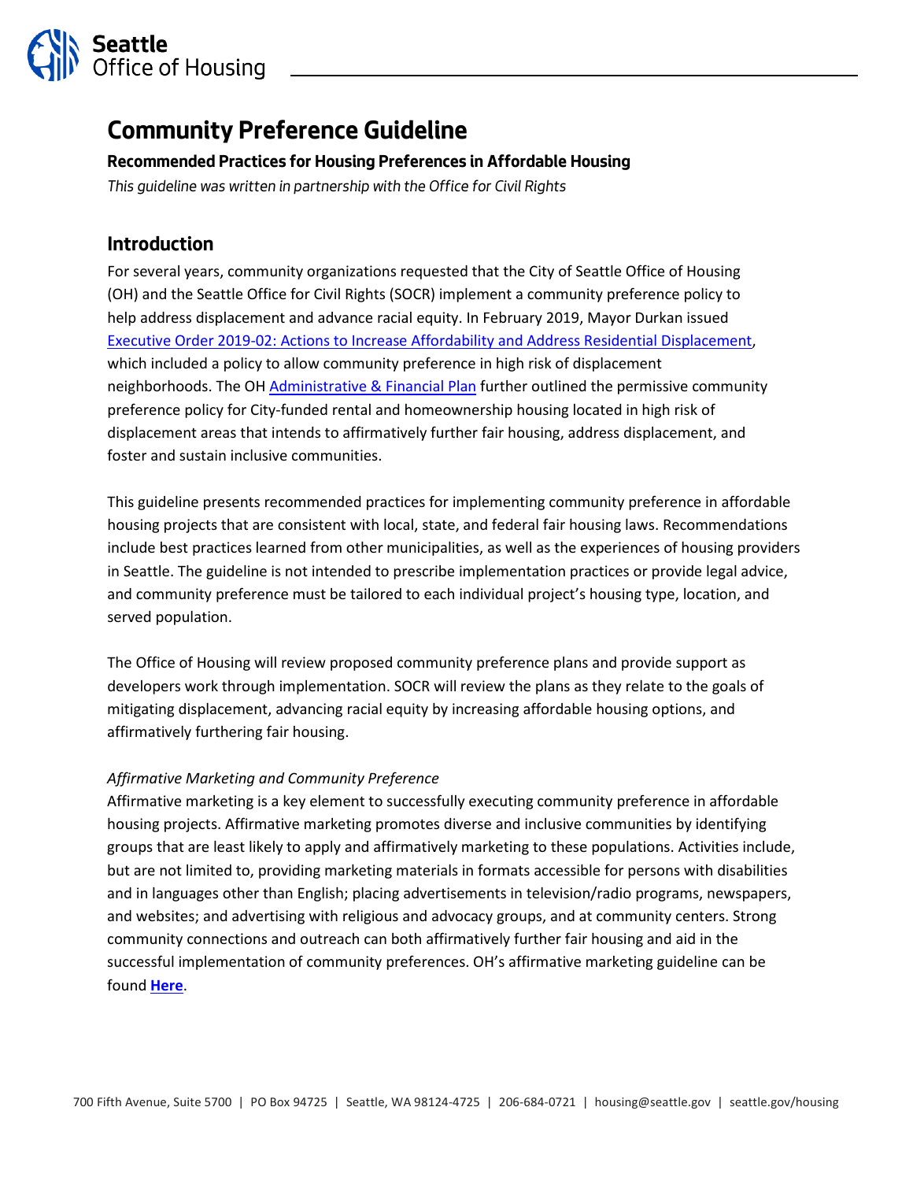# Community Preference Guideline

**Recommended Practices for Housing Preferences in Affordable Housing**

*This guideline was written in partnership with the Office for Civil Rights*

## Introduction

For several years, community organizations requested that the City of Seattle Office of Housing (OH) and the Seattle Office for Civil Rights (SOCR) implement a community preference policy to help address displacement and advance racial equity. In February 2019, Mayor Durkan issued Executive Order 2019-02: Actions to Increase Affordability and Address Residential Displacement, which included a policy to allow community preference in high risk of displacement neighborhoods. The OH Administrative & Financial Plan further outlined the permissive community preference policy for City-funded rental and homeownership housing located in high risk of displacement areas that intends to affirmatively further fair housing, address displacement, and foster and sustain inclusive communities.

This guideline presents recommended practices for implementing community preference in affordable housing projects that are consistent with local, state, and federal fair housing laws. Recommendations include best practices learned from other municipalities, as well as the experiences of housing providers in Seattle. The guideline is not intended to prescribe implementation practices or provide legal advice, and community preference must be tailored to each individual project's housing type, location, and served population.

The Office of Housing will review proposed community preference plans and provide support as developers work through implementation. SOCR will review the plans as they relate to the goals of mitigating displacement, advancing racial equity by increasing affordable housing options, and affirmatively furthering fair housing.

*Affirmative Marketing and Community Preference*

Affirmative marketing is a key element to successfully executing community preference in affordable housing projects. Affirmative marketing promotes diverse and inclusive communities by identifying groups that are least likely to apply and affirmatively marketing to these populations. Activities include, but are not limited to, providing marketing materials in formats accessible for persons with disabilities and in languages other than English; placing advertisements in television/radio programs, newspapers, and websites; and advertising with religious and advocacy groups, and at community centers. Strong community connections and outreach can both affirmatively further fair housing and aid in the successful implementation of community preferences. OH's affirmative marketing guideline can be found **Here**.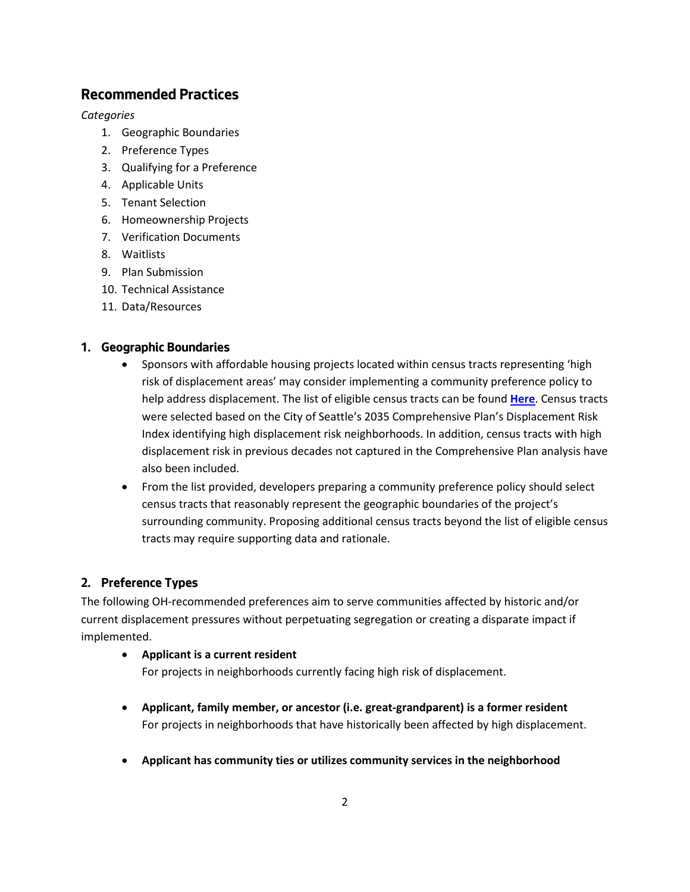## Recommended Practices

*Categories*

1. Geographic Boundaries
2. Preference Types
3. Qualifying for a Preference
4. Applicable Units
5. Tenant Selection
6. Homeownership Projects
7. Verification Documents
8. Waitlists
9. Plan Submission
10. Technical Assistance
11. Data/Resources

### 1. Geographic Boundaries

- Sponsors with affordable housing projects located within census tracts representing 'high risk of displacement areas' may consider implementing a community preference policy to help address displacement. The list of eligible census tracts can be found **Here**. Census tracts were selected based on the City of Seattle's 2035 Comprehensive Plan's Displacement Risk Index identifying high displacement risk neighborhoods. In addition, census tracts with high displacement risk in previous decades not captured in the Comprehensive Plan analysis have also been included.
- From the list provided, developers preparing a community preference policy should select census tracts that reasonably represent the geographic boundaries of the project's surrounding community. Proposing additional census tracts beyond the list of eligible census tracts may require supporting data and rationale.

### 2. Preference Types

The following OH-recommended preferences aim to serve communities affected by historic and/or current displacement pressures without perpetuating segregation or creating a disparate impact if implemented.

- **Applicant is a current resident**
  For projects in neighborhoods currently facing high risk of displacement.

- **Applicant, family member, or ancestor (i.e. great-grandparent) is a former resident**
  For projects in neighborhoods that have historically been affected by high displacement.

- **Applicant has community ties or utilizes community services in the neighborhood**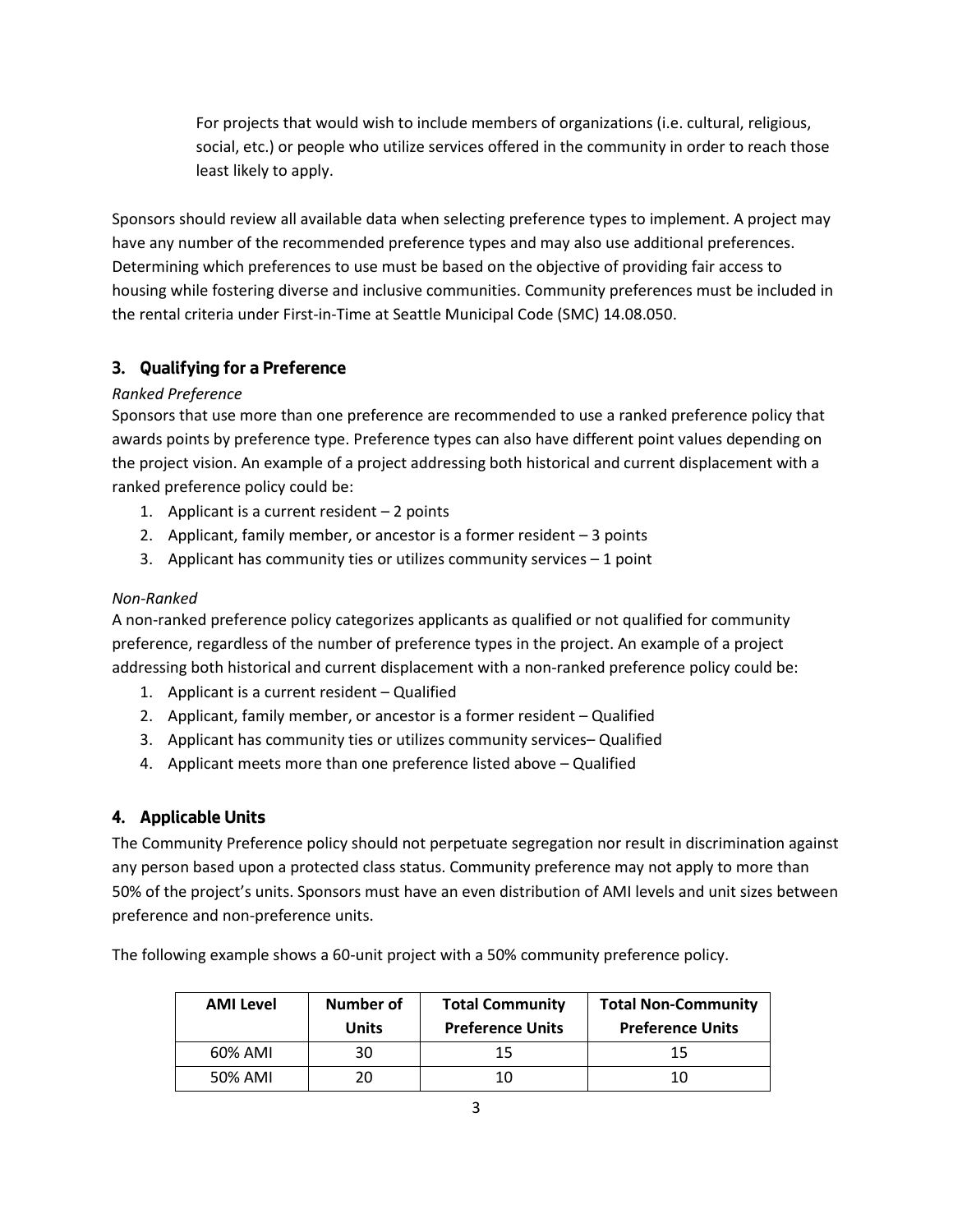For projects that would wish to include members of organizations (i.e. cultural, religious, social, etc.) or people who utilize services offered in the community in order to reach those least likely to apply.

Sponsors should review all available data when selecting preference types to implement. A project may have any number of the recommended preference types and may also use additional preferences. Determining which preferences to use must be based on the objective of providing fair access to housing while fostering diverse and inclusive communities. Community preferences must be included in the rental criteria under First-in-Time at Seattle Municipal Code (SMC) 14.08.050.

## 3. Qualifying for a Preference

*Ranked Preference*

Sponsors that use more than one preference are recommended to use a ranked preference policy that awards points by preference type. Preference types can also have different point values depending on the project vision. An example of a project addressing both historical and current displacement with a ranked preference policy could be:

1. Applicant is a current resident – 2 points
2. Applicant, family member, or ancestor is a former resident – 3 points
3. Applicant has community ties or utilizes community services – 1 point

*Non-Ranked*

A non-ranked preference policy categorizes applicants as qualified or not qualified for community preference, regardless of the number of preference types in the project. An example of a project addressing both historical and current displacement with a non-ranked preference policy could be:

1. Applicant is a current resident – Qualified
2. Applicant, family member, or ancestor is a former resident – Qualified
3. Applicant has community ties or utilizes community services– Qualified
4. Applicant meets more than one preference listed above – Qualified

## 4. Applicable Units

The Community Preference policy should not perpetuate segregation nor result in discrimination against any person based upon a protected class status. Community preference may not apply to more than 50% of the project's units. Sponsors must have an even distribution of AMI levels and unit sizes between preference and non-preference units.

The following example shows a 60-unit project with a 50% community preference policy.

| AMI Level | Number of Units | Total Community Preference Units | Total Non-Community Preference Units |
|---|---|---|---|
| 60% AMI | 30 | 15 | 15 |
| 50% AMI | 20 | 10 | 10 |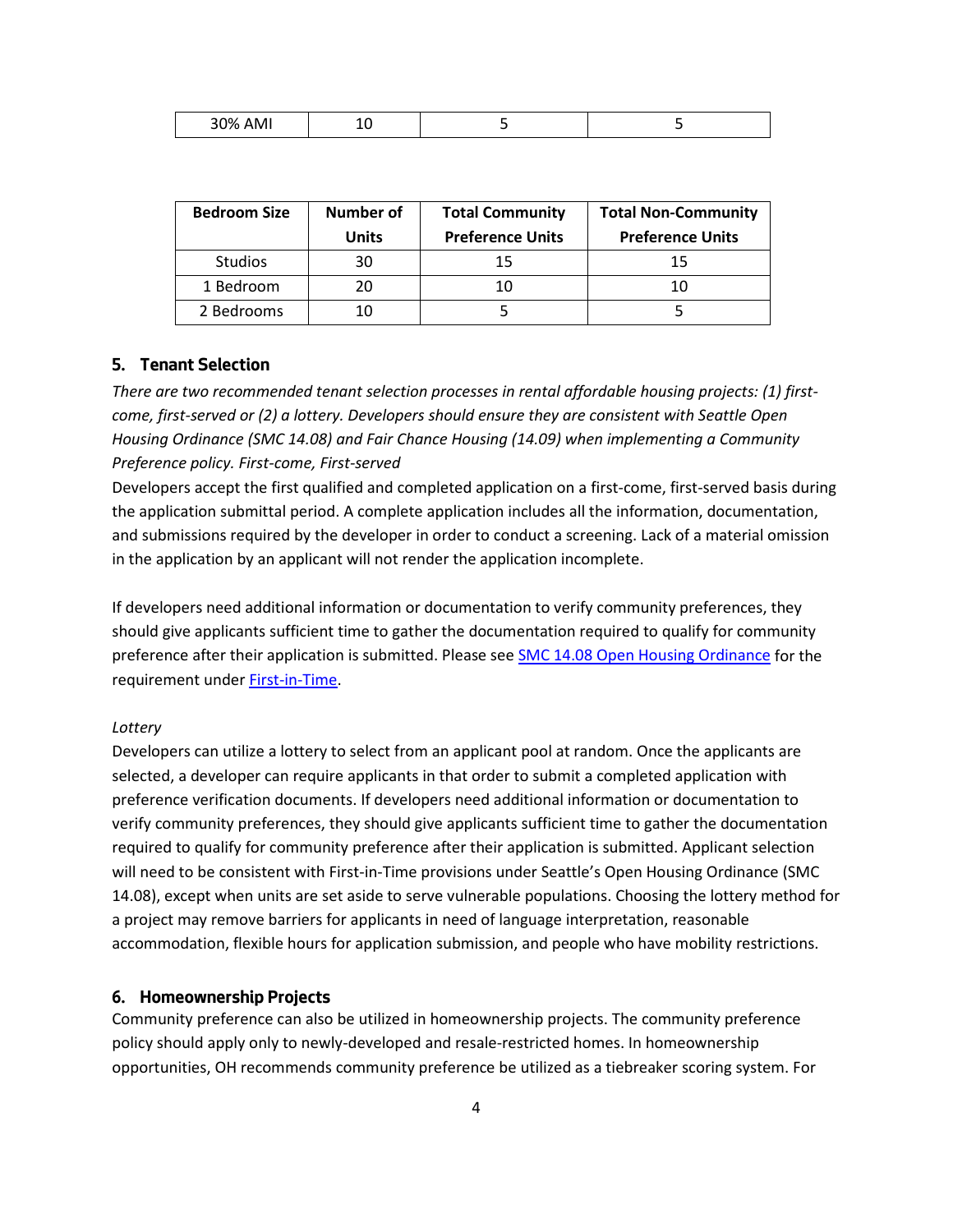| 30% AMI | 10 | 5 | 5 |
|---|---|---|---|

| Bedroom Size | Number of Units | Total Community Preference Units | Total Non-Community Preference Units |
|---|---|---|---|
| Studios | 30 | 15 | 15 |
| 1 Bedroom | 20 | 10 | 10 |
| 2 Bedrooms | 10 | 5 | 5 |

## 5. Tenant Selection

*There are two recommended tenant selection processes in rental affordable housing projects: (1) first-come, first-served or (2) a lottery. Developers should ensure they are consistent with Seattle Open Housing Ordinance (SMC 14.08) and Fair Chance Housing (14.09) when implementing a Community Preference policy. First-come, First-served*

Developers accept the first qualified and completed application on a first-come, first-served basis during the application submittal period. A complete application includes all the information, documentation, and submissions required by the developer in order to conduct a screening. Lack of a material omission in the application by an applicant will not render the application incomplete.

If developers need additional information or documentation to verify community preferences, they should give applicants sufficient time to gather the documentation required to qualify for community preference after their application is submitted. Please see [SMC 14.08 Open Housing Ordinance] for the requirement under [First-in-Time].

*Lottery*

Developers can utilize a lottery to select from an applicant pool at random. Once the applicants are selected, a developer can require applicants in that order to submit a completed application with preference verification documents. If developers need additional information or documentation to verify community preferences, they should give applicants sufficient time to gather the documentation required to qualify for community preference after their application is submitted. Applicant selection will need to be consistent with First-in-Time provisions under Seattle's Open Housing Ordinance (SMC 14.08), except when units are set aside to serve vulnerable populations. Choosing the lottery method for a project may remove barriers for applicants in need of language interpretation, reasonable accommodation, flexible hours for application submission, and people who have mobility restrictions.

## 6. Homeownership Projects

Community preference can also be utilized in homeownership projects. The community preference policy should apply only to newly-developed and resale-restricted homes. In homeownership opportunities, OH recommends community preference be utilized as a tiebreaker scoring system. For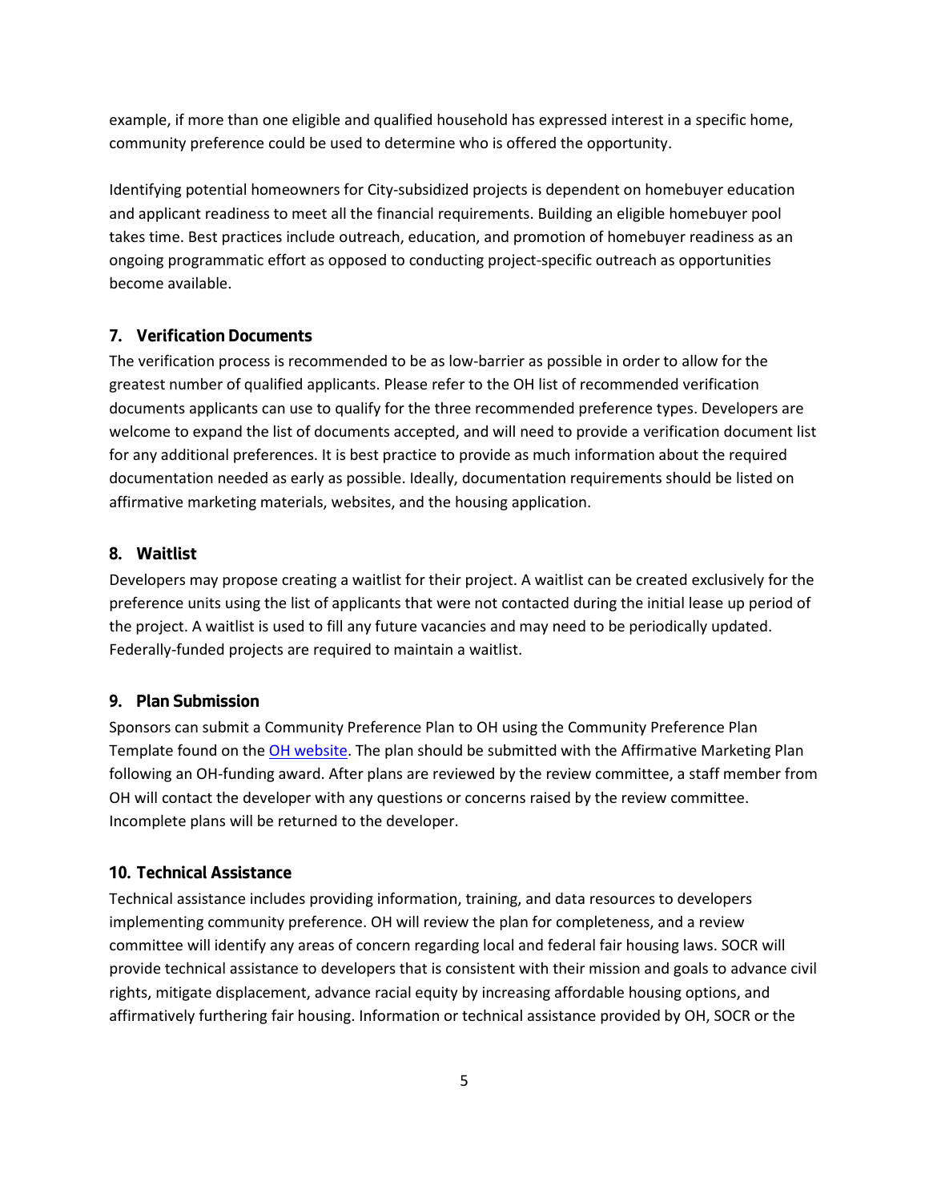example, if more than one eligible and qualified household has expressed interest in a specific home, community preference could be used to determine who is offered the opportunity.

Identifying potential homeowners for City-subsidized projects is dependent on homebuyer education and applicant readiness to meet all the financial requirements. Building an eligible homebuyer pool takes time. Best practices include outreach, education, and promotion of homebuyer readiness as an ongoing programmatic effort as opposed to conducting project-specific outreach as opportunities become available.

### 7. Verification Documents

The verification process is recommended to be as low-barrier as possible in order to allow for the greatest number of qualified applicants. Please refer to the OH list of recommended verification documents applicants can use to qualify for the three recommended preference types. Developers are welcome to expand the list of documents accepted, and will need to provide a verification document list for any additional preferences. It is best practice to provide as much information about the required documentation needed as early as possible. Ideally, documentation requirements should be listed on affirmative marketing materials, websites, and the housing application.

### 8. Waitlist

Developers may propose creating a waitlist for their project. A waitlist can be created exclusively for the preference units using the list of applicants that were not contacted during the initial lease up period of the project. A waitlist is used to fill any future vacancies and may need to be periodically updated. Federally-funded projects are required to maintain a waitlist.

### 9. Plan Submission

Sponsors can submit a Community Preference Plan to OH using the Community Preference Plan Template found on the OH website. The plan should be submitted with the Affirmative Marketing Plan following an OH-funding award. After plans are reviewed by the review committee, a staff member from OH will contact the developer with any questions or concerns raised by the review committee. Incomplete plans will be returned to the developer.

### 10. Technical Assistance

Technical assistance includes providing information, training, and data resources to developers implementing community preference. OH will review the plan for completeness, and a review committee will identify any areas of concern regarding local and federal fair housing laws. SOCR will provide technical assistance to developers that is consistent with their mission and goals to advance civil rights, mitigate displacement, advance racial equity by increasing affordable housing options, and affirmatively furthering fair housing. Information or technical assistance provided by OH, SOCR or the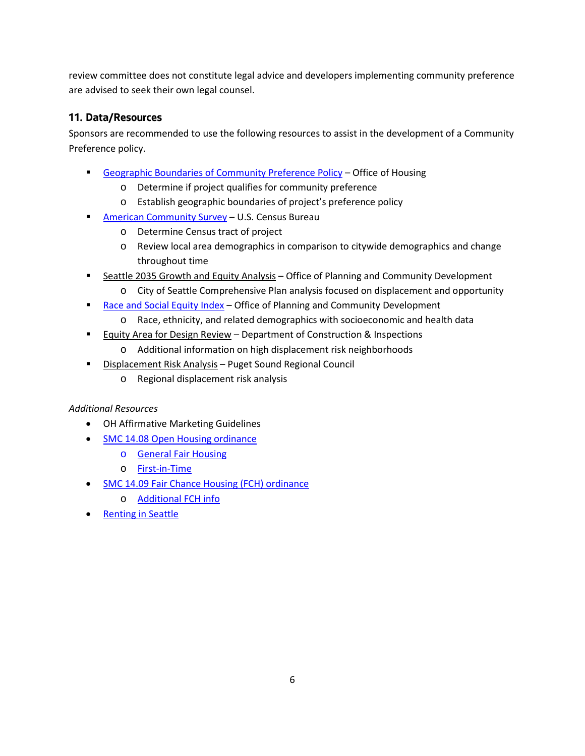review committee does not constitute legal advice and developers implementing community preference are advised to seek their own legal counsel.

## 11. Data/Resources

Sponsors are recommended to use the following resources to assist in the development of a Community Preference policy.

- Geographic Boundaries of Community Preference Policy – Office of Housing
  - Determine if project qualifies for community preference
  - Establish geographic boundaries of project's preference policy
- American Community Survey – U.S. Census Bureau
  - Determine Census tract of project
  - Review local area demographics in comparison to citywide demographics and change throughout time
- Seattle 2035 Growth and Equity Analysis – Office of Planning and Community Development
  - City of Seattle Comprehensive Plan analysis focused on displacement and opportunity
- Race and Social Equity Index – Office of Planning and Community Development
  - Race, ethnicity, and related demographics with socioeconomic and health data
- Equity Area for Design Review – Department of Construction & Inspections
  - Additional information on high displacement risk neighborhoods
- Displacement Risk Analysis – Puget Sound Regional Council
  - Regional displacement risk analysis

*Additional Resources*

- OH Affirmative Marketing Guidelines
- SMC 14.08 Open Housing ordinance
  - General Fair Housing
  - First-in-Time
- SMC 14.09 Fair Chance Housing (FCH) ordinance
  - Additional FCH info
- Renting in Seattle